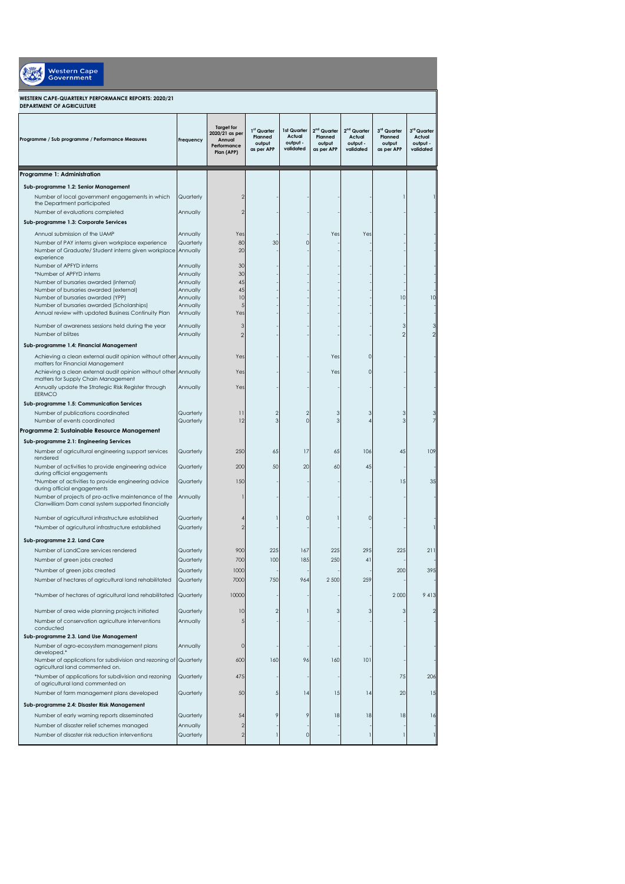Western Cape Government

**WESTERN CAPE-QUARTERLY PERFORMANCE REPORTS: 2020/21**
**DEPARTMENT OF AGRICULTURE**

| Programme / Sub programme / Performance Measures | Frequency | Target for 2020/21 as per Annual Performance Plan (APP) | 1st Quarter Planned output as per APP | 1st Quarter Actual output - validated | 2nd Quarter Planned output as per APP | 2nd Quarter Actual output - validated | 3rd Quarter Planned output as per APP | 3rd Quarter Actual output - validated |
|---|---|---|---|---|---|---|---|---|
| **Programme 1: Administration** | | | | | | | | |
| **Sub-programme 1.2: Senior Management** | | | | | | | | |
| Number of local government engagements in which the Department participated | Quarterly | 2 | - | - | - | - | 1 | 1 |
| Number of evaluations completed | Annually | 2 | - | - | - | - | - | - |
| **Sub-programme 1.3: Corporate Services** | | | | | | | | |
| Annual submission of the UAMP | Annually | Yes | - | | Yes | Yes | - | - |
| Number of PAY interns given workplace experience | Quarterly | 80 | 30 | 0 | - | - | - | - |
| Number of Graduate/ Student interns given workplace experience | Annually | 20 | - | - | - | - | - | - |
| Number of APFYD interns | Annually | 30 | - | - | - | - | - | - |
| *Number of APFYD interns | Annually | 30 | - | - | - | - | - | - |
| Number of bursaries awarded (internal) | Annually | 45 | - | - | - | - | - | - |
| Number of bursaries awarded (external) | Annually | 45 | - | - | - | - | - | - |
| Number of bursaries awarded (YPP) | Annually | 10 | - | - | - | - | 10 | 10 |
| Number of bursaries awarded (Scholarships) | Annually | 5 | - | - | - | - | - | - |
| Annual review with updated Business Continuity Plan | Annually | Yes | - | - | - | - | - | - |
| Number of awareness sessions held during the year | Annually | 3 | - | - | - | - | 3 | 3 |
| Number of blitzes | Annually | 2 | - | - | - | - | 2 | 2 |
| **Sub-programme 1.4: Financial Management** | | | | | | | | |
| Achieving a clean external audit opinion without other matters for Financial Management | Annually | Yes | - | - | Yes | 0 | - | - |
| Achieving a clean external audit opinion without other matters for Supply Chain Management | Annually | Yes | - | - | Yes | 0 | - | - |
| Annually update the Strategic Risk Register through EERMCO | Annually | Yes | - | - | - | - | - | - |
| **Sub-programme 1.5: Communication Services** | | | | | | | | |
| Number of publications coordinated | Quarterly | 11 | 2 | 2 | 3 | 3 | 3 | 3 |
| Number of events coordinated | Quarterly | 12 | 3 | 0 | 3 | 4 | 3 | 7 |
| **Programme 2: Sustainable Resource Management** | | | | | | | | |
| **Sub-programme 2.1: Engineering Services** | | | | | | | | |
| Number of agricultural engineering support services rendered | Quarterly | 250 | 65 | 17 | 65 | 106 | 45 | 109 |
| Number of activities to provide engineering advice during official engagements | Quarterly | 200 | 50 | 20 | 60 | 45 | - | - |
| *Number of activities to provide engineering advice during official engagements | Quarterly | 150 | - | - | - | - | 15 | 35 |
| Number of projects of pro-active maintenance of the Clanwilliam Dam canal system supported financially | Annually | 1 | - | - | - | - | - | - |
| Number of agricultural infrastructure established | Quarterly | 4 | 1 | 0 | 1 | 0 | - | - |
| *Number of agricultural infrastructure established | Quarterly | 2 | - | - | - | - | - | 1 |
| **Sub-programme 2.2. Land Care** | | | | | | | | |
| Number of LandCare services rendered | Quarterly | 900 | 225 | 167 | 225 | 295 | 225 | 211 |
| Number of green jobs created | Quarterly | 700 | 100 | 185 | 250 | 41 | - | - |
| *Number of green jobs created | Quarterly | 1000 | - | - | - | - | 200 | 395 |
| Number of hectares of agricultural land rehabilitated | Quarterly | 7000 | 750 | 964 | 2 500 | 259 | - | - |
| *Number of hectares of agricultural land rehabilitated | Quarterly | 10000 | - | - | - | - | 2 000 | 9 413 |
| Number of area wide planning projects initiated | Quarterly | 10 | 2 | 1 | 3 | 3 | 3 | 2 |
| Number of conservation agriculture interventions conducted | Annually | 5 | - | - | - | - | - | - |
| **Sub-programme 2.3. Land Use Management** | | | | | | | | |
| Number of agro-ecosystem management plans developed.* | Annually | 0 | - | - | - | - | - | - |
| Number of applications for subdivision and rezoning of agricultural land commented on. | Quarterly | 600 | 160 | 96 | 160 | 101 | - | - |
| *Number of applications for subdivision and rezoning of agricultural land commented on | Quarterly | 475 | - | - | - | - | 75 | 206 |
| Number of farm management plans developed | Quarterly | 50 | 5 | 14 | 15 | 14 | 20 | 15 |
| **Sub-programme 2.4: Disaster Risk Management** | | | | | | | | |
| Number of early warning reports disseminated | Quarterly | 54 | 9 | 9 | 18 | 18 | 18 | 16 |
| Number of disaster relief schemes managed | Annually | 2 | - | - | - | - | - | - |
| Number of disaster risk reduction interventions | Quarterly | 2 | 1 | 0 | - | 1 | 1 | 1 |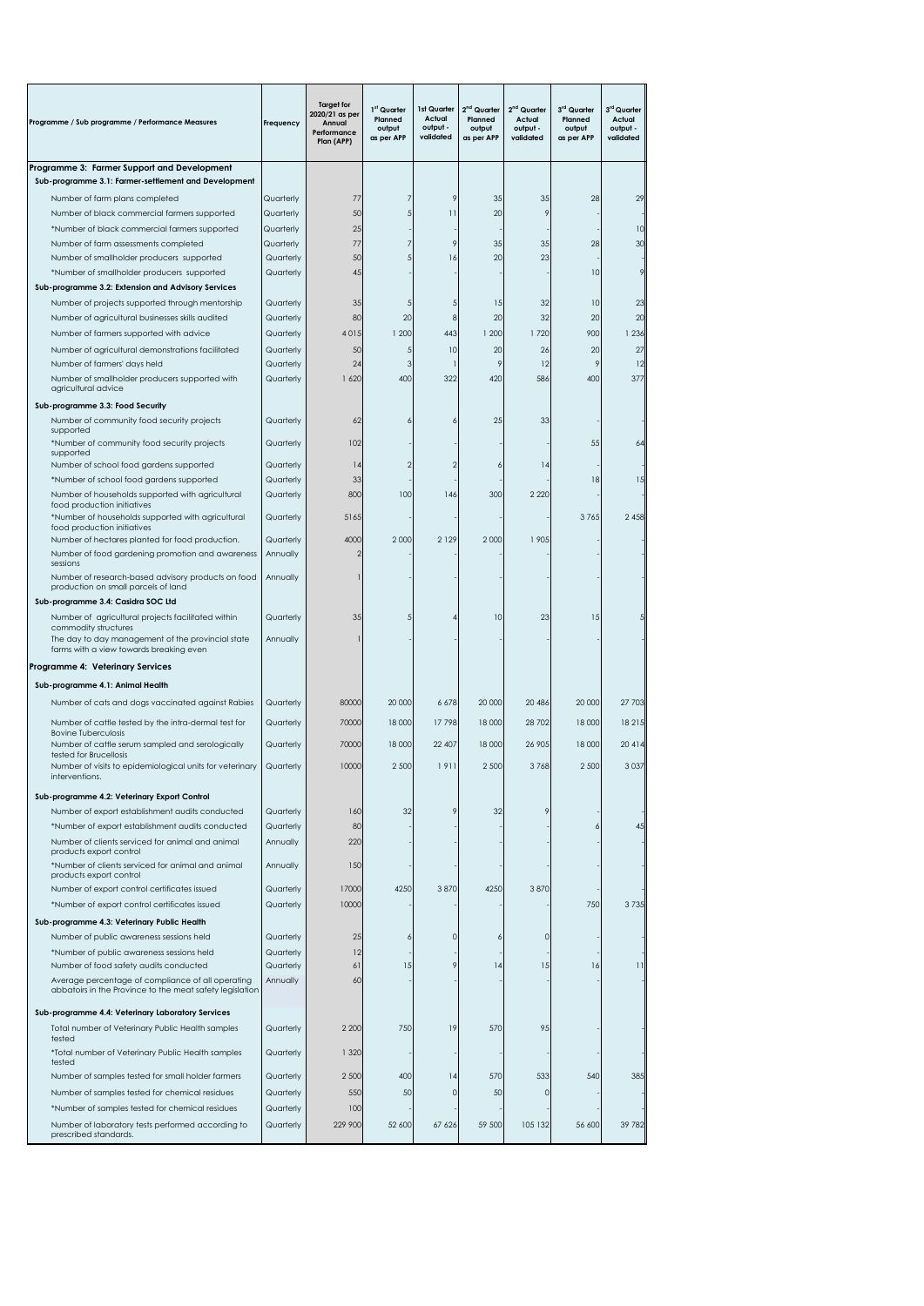| Programme / Sub programme / Performance Measures | Frequency | Target for 2020/21 as per Annual Performance Plan (APP) | 1st Quarter Planned output as per APP | 1st Quarter Actual output - validated | 2nd Quarter Planned output as per APP | 2nd Quarter Actual output - validated | 3rd Quarter Planned output as per APP | 3rd Quarter Actual output - validated |
|---|---|---|---|---|---|---|---|---|
| **Programme 3: Farmer Support and Development** | | | | | | | | |
| **Sub-programme 3.1: Farmer-settlement and Development** | | | | | | | | |
| Number of farm plans completed | Quarterly | 77 | 7 | 9 | 35 | 35 | 28 | 29 |
| Number of black commercial farmers supported | Quarterly | 50 | 5 | 11 | 20 | 9 | - | - |
| *Number of black commercial farmers supported | Quarterly | 25 | - | - | - | - | - | 10 |
| Number of farm assessments completed | Quarterly | 77 | 7 | 9 | 35 | 35 | 28 | 30 |
| Number of smallholder producers supported | Quarterly | 50 | 5 | 16 | 20 | 23 | - | - |
| *Number of smallholder producers supported | Quarterly | 45 | - | - | - | - | 10 | 9 |
| **Sub-programme 3.2: Extension and Advisory Services** | | | | | | | | |
| Number of projects supported through mentorship | Quarterly | 35 | 5 | 5 | 15 | 32 | 10 | 23 |
| Number of agricultural businesses skills audited | Quarterly | 80 | 20 | 8 | 20 | 32 | 20 | 20 |
| Number of farmers supported with advice | Quarterly | 4 015 | 1 200 | 443 | 1 200 | 1 720 | 900 | 1 236 |
| Number of agricultural demonstrations facilitated | Quarterly | 50 | 5 | 10 | 20 | 26 | 20 | 27 |
| Number of farmers' days held | Quarterly | 24 | 3 | 1 | 9 | 12 | 9 | 12 |
| Number of smallholder producers supported with agricultural advice | Quarterly | 1 620 | 400 | 322 | 420 | 586 | 400 | 377 |
| **Sub-programme 3.3: Food Security** | | | | | | | | |
| Number of community food security projects supported | Quarterly | 62 | 6 | 6 | 25 | 33 | - | - |
| *Number of community food security projects supported | Quarterly | 102 | - | - | - | - | 55 | 64 |
| Number of school food gardens supported | Quarterly | 14 | 2 | 2 | 6 | 14 | - | - |
| *Number of school food gardens supported | Quarterly | 33 | - | - | - | - | 18 | 15 |
| Number of households supported with agricultural food production initiatives | Quarterly | 800 | 100 | 146 | 300 | 2 220 | - | - |
| *Number of households supported with agricultural food production initiatives | Quarterly | 5165 | - | - | - | - | 3 765 | 2 458 |
| Number of hectares planted for food production. | Quarterly | 4000 | 2 000 | 2 129 | 2 000 | 1 905 | - | - |
| Number of food gardening promotion and awareness sessions | Annually | 2 | - | - | - | - | - | - |
| Number of research-based advisory products on food production on small parcels of land | Annually | 1 | - | - | - | - | - | - |
| **Sub-programme 3.4: Casidra SOC Ltd** | | | | | | | | |
| Number of agricultural projects facilitated within commodity structures | Quarterly | 35 | 5 | 4 | 10 | 23 | 15 | 5 |
| The day to day management of the provincial state farms with a view towards breaking even | Annually | 1 | - | - | - | - | - | - |
| **Programme 4: Veterinary Services** | | | | | | | | |
| **Sub-programme 4.1: Animal Health** | | | | | | | | |
| Number of cats and dogs vaccinated against Rabies | Quarterly | 80000 | 20 000 | 6 678 | 20 000 | 20 486 | 20 000 | 27 703 |
| Number of cattle tested by the intra-dermal test for Bovine Tuberculosis | Quarterly | 70000 | 18 000 | 17 798 | 18 000 | 28 702 | 18 000 | 18 215 |
| Number of cattle serum sampled and serologically tested for Brucellosis | Quarterly | 70000 | 18 000 | 22 407 | 18 000 | 26 905 | 18 000 | 20 414 |
| Number of visits to epidemiological units for veterinary interventions. | Quarterly | 10000 | 2 500 | 1 911 | 2 500 | 3 768 | 2 500 | 3 037 |
| **Sub-programme 4.2: Veterinary Export Control** | | | | | | | | |
| Number of export establishment audits conducted | Quarterly | 160 | 32 | 9 | 32 | 9 | - | - |
| *Number of export establishment audits conducted | Quarterly | 80 | - | - | - | - | 6 | 45 |
| Number of clients serviced for animal and animal products export control | Annually | 220 | - | - | - | - | - | - |
| *Number of clients serviced for animal and animal products export control | Annually | 150 | - | - | - | - | - | - |
| Number of export control certificates issued | Quarterly | 17000 | 4250 | 3 870 | 4250 | 3 870 | - | - |
| *Number of export control certificates issued | Quarterly | 10000 | - | - | - | - | 750 | 3 735 |
| **Sub-programme 4.3: Veterinary Public Health** | | | | | | | | |
| Number of public awareness sessions held | Quarterly | 25 | 6 | 0 | 6 | 0 | - | - |
| *Number of public awareness sessions held | Quarterly | 12 | - | - | - | - | - | - |
| Number of food safety audits conducted | Quarterly | 61 | 15 | 9 | 14 | 15 | 16 | 11 |
| Average percentage of compliance of all operating abbatoirs in the Province to the meat safety legislation | Annually | 60 | - | - | - | - | - | - |
| **Sub-programme 4.4: Veterinary Laboratory Services** | | | | | | | | |
| Total number of Veterinary Public Health samples tested | Quarterly | 2 200 | 750 | 19 | 570 | 95 | - | - |
| *Total number of Veterinary Public Health samples tested | Quarterly | 1 320 | - | - | - | - | - | - |
| Number of samples tested for small holder farmers | Quarterly | 2 500 | 400 | 14 | 570 | 533 | 540 | 385 |
| Number of samples tested for chemical residues | Quarterly | 550 | 50 | 0 | 50 | 0 | - | - |
| *Number of samples tested for chemical residues | Quarterly | 100 | - | - | - | - | - | - |
| Number of laboratory tests performed according to prescribed standards. | Quarterly | 229 900 | 52 600 | 67 626 | 59 500 | 105 132 | 56 600 | 39 782 |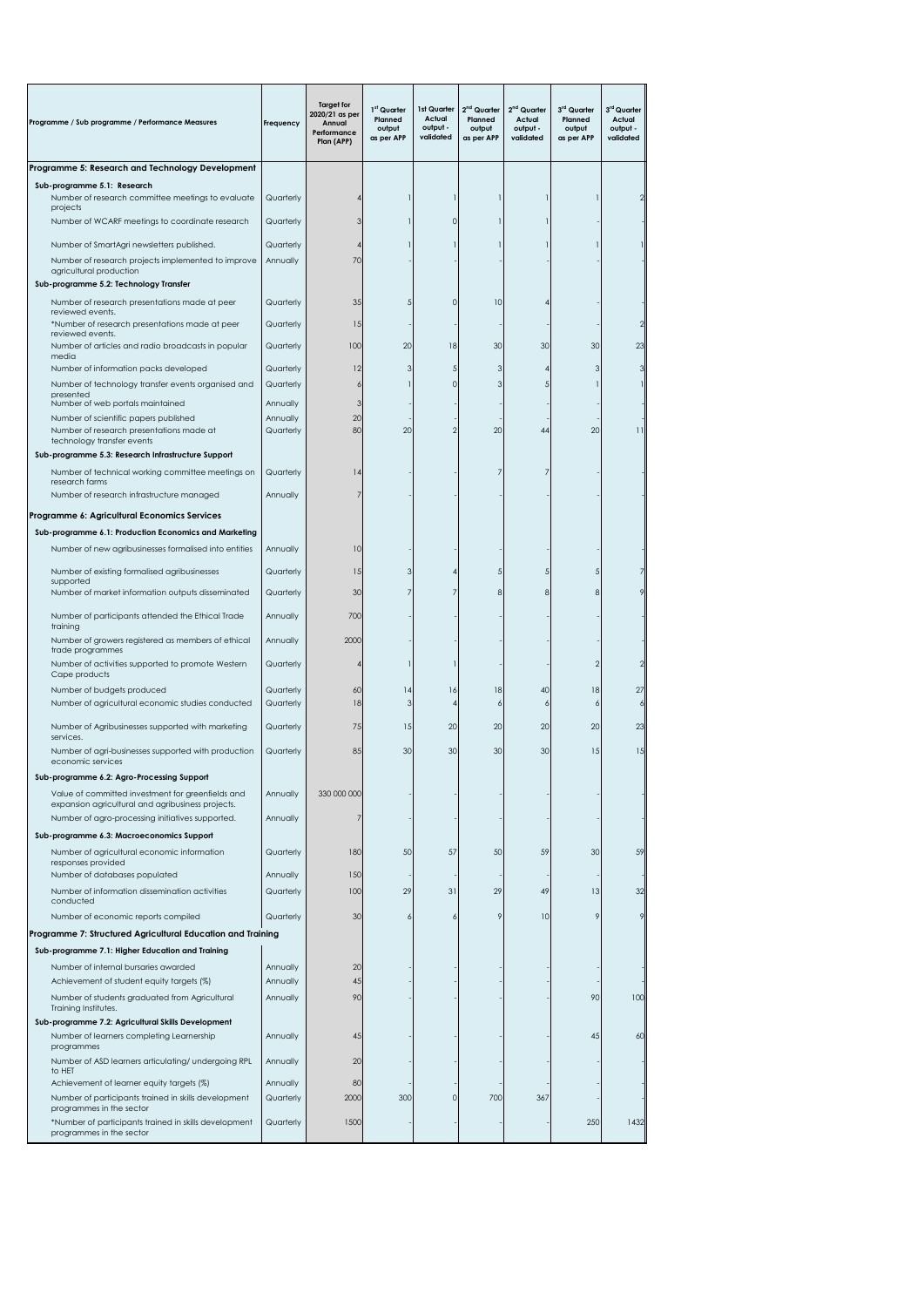| Programme / Sub programme / Performance Measures | Frequency | Target for 2020/21 as per Annual Performance Plan (APP) | 1st Quarter Planned output as per APP | 1st Quarter Actual output - validated | 2nd Quarter Planned output as per APP | 2nd Quarter Actual output - validated | 3rd Quarter Planned output as per APP | 3rd Quarter Actual output - validated |
|---|---|---|---|---|---|---|---|---|
| **Programme 5: Research and Technology Development** | | | | | | | | |
| **Sub-programme 5.1: Research** | | | | | | | | |
| Number of research committee meetings to evaluate projects | Quarterly | 4 | 1 | 1 | 1 | 1 | 1 | 2 |
| Number of WCARF meetings to coordinate research | Quarterly | 3 | 1 | 0 | 1 | 1 | - | - |
| Number of SmartAgri newsletters published. | Quarterly | 4 | 1 | 1 | 1 | 1 | 1 | 1 |
| Number of research projects implemented to improve agricultural production | Annually | 70 | - | - | - | - | - | - |
| **Sub-programme 5.2: Technology Transfer** | | | | | | | | |
| Number of research presentations made at peer reviewed events. | Quarterly | 35 | 5 | 0 | 10 | 4 | - | - |
| *Number of research presentations made at peer reviewed events. | Quarterly | 15 | - | - | - | - | - | 2 |
| Number of articles and radio broadcasts in popular media | Quarterly | 100 | 20 | 18 | 30 | 30 | 30 | 23 |
| Number of information packs developed | Quarterly | 12 | 3 | 5 | 3 | 4 | 3 | 3 |
| Number of technology transfer events organised and presented | Quarterly | 6 | 1 | 0 | 3 | 5 | 1 | 1 |
| Number of web portals maintained | Annually | 3 | - | - | - | - | - | - |
| Number of scientific papers published | Annually | 20 | - | - | - | - | - | - |
| Number of research presentations made at technology transfer events | Quarterly | 80 | 20 | 2 | 20 | 44 | 20 | 11 |
| **Sub-programme 5.3: Research Infrastructure Support** | | | | | | | | |
| Number of technical working committee meetings on research farms | Quarterly | 14 | - | - | 7 | 7 | - | - |
| Number of research infrastructure managed | Annually | 7 | - | - | - | - | - | - |
| **Programme 6: Agricultural Economics Services** | | | | | | | | |
| **Sub-programme 6.1: Production Economics and Marketing** | | | | | | | | |
| Number of new agribusinesses formalised into entities | Annually | 10 | - | - | - | - | - | - |
| Number of existing formalised agribusinesses supported | Quarterly | 15 | 3 | 4 | 5 | 5 | 5 | 7 |
| Number of market information outputs disseminated | Quarterly | 30 | 7 | 7 | 8 | 8 | 8 | 9 |
| Number of participants attended the Ethical Trade training | Annually | 700 | - | - | - | - | - | - |
| Number of growers registered as members of ethical trade programmes | Annually | 2000 | - | - | - | - | - | - |
| Number of activities supported to promote Western Cape products | Quarterly | 4 | 1 | 1 | - | - | 2 | 2 |
| Number of budgets produced | Quarterly | 60 | 14 | 16 | 18 | 40 | 18 | 27 |
| Number of agricultural economic studies conducted | Quarterly | 18 | 3 | 4 | 6 | 6 | 6 | 6 |
| Number of Agribusinesses supported with marketing services. | Quarterly | 75 | 15 | 20 | 20 | 20 | 20 | 23 |
| Number of agri-businesses supported with production economic services | Quarterly | 85 | 30 | 30 | 30 | 30 | 15 | 15 |
| **Sub-programme 6.2: Agro-Processing Support** | | | | | | | | |
| Value of committed investment for greenfields and expansion agricultural and agribusiness projects. | Annually | 330 000 000 | - | - | - | - | - | - |
| Number of agro-processing initiatives supported. | Annually | 7 | - | - | - | - | - | - |
| **Sub-programme 6.3: Macroeconomics Support** | | | | | | | | |
| Number of agricultural economic information responses provided | Quarterly | 180 | 50 | 57 | 50 | 59 | 30 | 59 |
| Number of databases populated | Annually | 150 | - | - | - | - | - | - |
| Number of information dissemination activities conducted | Quarterly | 100 | 29 | 31 | 29 | 49 | 13 | 32 |
| Number of economic reports compiled | Quarterly | 30 | 6 | 6 | 9 | 10 | 9 | 9 |
| **Programme 7: Structured Agricultural Education and Training** | | | | | | | | |
| **Sub-programme 7.1: Higher Education and Training** | | | | | | | | |
| Number of internal bursaries awarded | Annually | 20 | - | - | - | - | - | - |
| Achievement of student equity targets (%) | Annually | 45 | - | - | - | - | - | - |
| Number of students graduated from Agricultural Training Institutes. | Annually | 90 | - | - | - | - | 90 | 100 |
| **Sub-programme 7.2: Agricultural Skills Development** | | | | | | | | |
| Number of learners completing Learnership programmes | Annually | 45 | - | - | - | - | 45 | 60 |
| Number of ASD learners articulating/ undergoing RPL to HET | Annually | 20 | - | - | - | - | - | - |
| Achievement of learner equity targets (%) | Annually | 80 | - | - | - | - | - | - |
| Number of participants trained in skills development programmes in the sector | Quarterly | 2000 | 300 | 0 | 700 | 367 | - | - |
| *Number of participants trained in skills development programmes in the sector | Quarterly | 1500 | - | - | - | - | 250 | 1432 |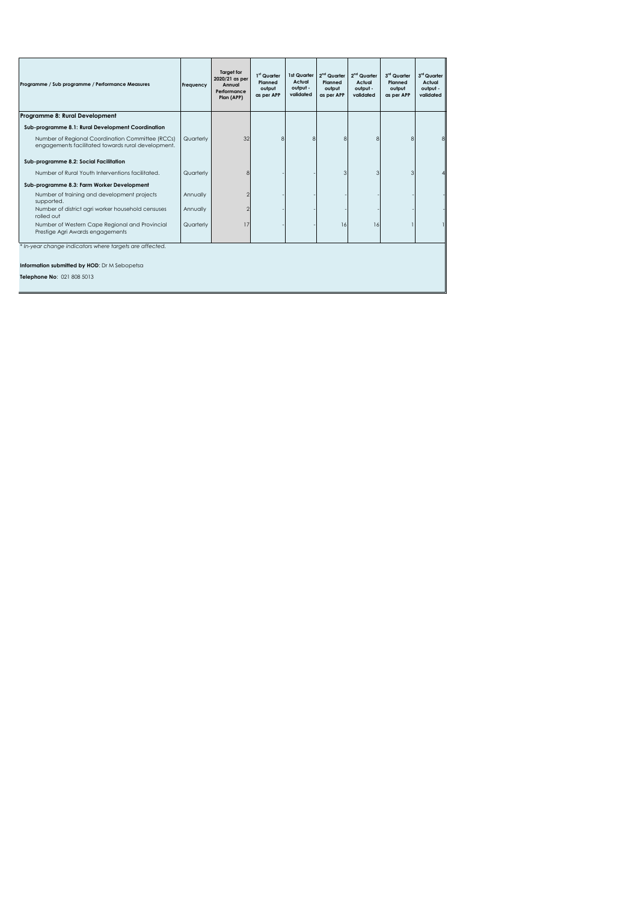| Programme / Sub programme / Performance Measures | Frequency | Target for 2020/21 as per Annual Performance Plan (APP) | 1[st] Quarter Planned output as per APP | 1st Quarter Actual output - validated | 2[nd] Quarter Planned output as per APP | 2[nd] Quarter Actual output - validated | 3[rd] Quarter Planned output as per APP | 3[rd] Quarter Actual output - validated |
|---|---|---|---|---|---|---|---|---|
| **Programme 8: Rural Development** | | | | | | | | |
| **Sub-programme 8.1: Rural Development Coordination** | | | | | | | | |
| Number of Regional Coordination Committee (RCCs) engagements facilitated towards rural development. | Quarterly | 32 | 8 | 8 | 8 | 8 | 8 | 8 |
| **Sub-programme 8.2: Social Facilitation** | | | | | | | | |
| Number of Rural Youth Interventions facilitated. | Quarterly | 8 | - | - | 3 | 3 | 3 | 4 |
| **Sub-programme 8.3: Farm Worker Development** | | | | | | | | |
| Number of training and development projects supported. | Annually | 2 | - | - | - | - | - | - |
| Number of district agri worker household censuses rolled out | Annually | 2 | - | - | - | - | - | - |
| Number of Western Cape Regional and Provincial Prestige Agri Awards engagements | Quarterly | 17 | - | - | 16 | 16 | 1 | 1 |

*\* In-year change indicators where targets are affected.*

**Information submitted by HOD**: Dr M Sebopetsa

**Telephone No**: 021 808 5013